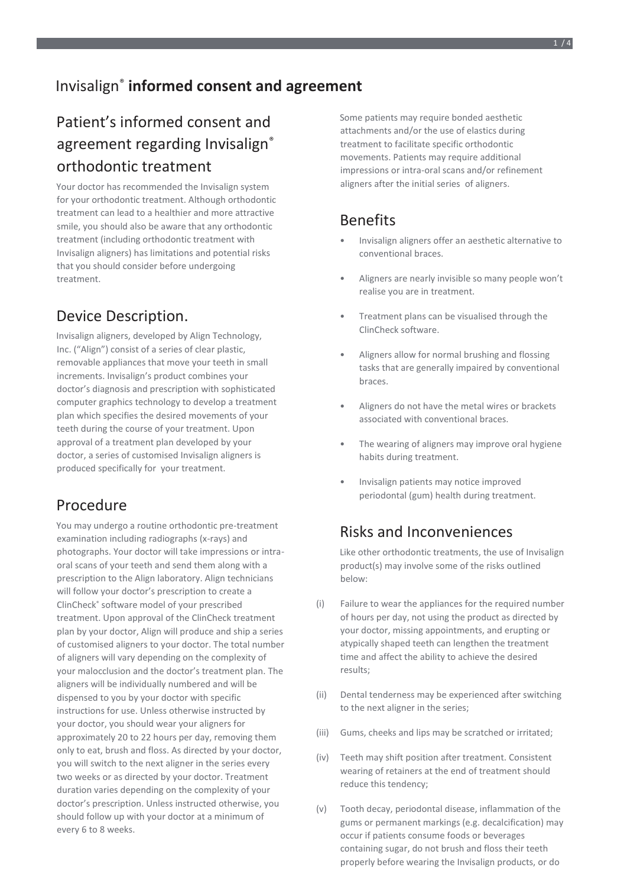# Invisalign® **informed consent and agreement**

## Patient's informed consent and agreement regarding Invisalign® orthodontic treatment

Your doctor has recommended the Invisalign system for your orthodontic treatment. Although orthodontic treatment can lead to a healthier and more attractive smile, you should also be aware that any orthodontic treatment (including orthodontic treatment with Invisalign aligners) has limitations and potential risks that you should consider before undergoing treatment.

## Device Description.

Invisalign aligners, developed by Align Technology, Inc. ("Align") consist of a series of clear plastic, removable appliances that move your teeth in small increments. Invisalign's product combines your doctor's diagnosis and prescription with sophisticated computer graphics technology to develop a treatment plan which specifies the desired movements of your teeth during the course of your treatment. Upon approval of a treatment plan developed by your doctor, a series of customised Invisalign aligners is produced specifically for your treatment.

## Procedure

You may undergo a routine orthodontic pre-treatment examination including radiographs (x-rays) and photographs. Your doctor will take impressions or intra-oral scans of your teeth and send them along with a prescription to the Align laboratory. Align technicians will follow your doctor's prescription to create a ClinCheck® software model of your prescribed treatment. Upon approval of the ClinCheck treatment plan by your doctor, Align will produce and ship a series of customised aligners to your doctor. The total number of aligners will vary depending on the complexity of your malocclusion and the doctor's treatment plan. The aligners will be individually numbered and will be dispensed to you by your doctor with specific instructions for use. Unless otherwise instructed by your doctor, you should wear your aligners for approximately 20 to 22 hours per day, removing them only to eat, brush and floss. As directed by your doctor, you will switch to the next aligner in the series every two weeks or as directed by your doctor. Treatment duration varies depending on the complexity of your doctor's prescription. Unless instructed otherwise, you should follow up with your doctor at a minimum of every 6 to 8 weeks.

Some patients may require bonded aesthetic attachments and/or the use of elastics during treatment to facilitate specific orthodontic movements. Patients may require additional impressions or intra-oral scans and/or refinement aligners after the initial series of aligners.

## Benefits

- Invisalign aligners offer an aesthetic alternative to conventional braces.
- Aligners are nearly invisible so many people won't realise you are in treatment.
- Treatment plans can be visualised through the ClinCheck software.
- Aligners allow for normal brushing and flossing tasks that are generally impaired by conventional braces.
- Aligners do not have the metal wires or brackets associated with conventional braces.
- The wearing of aligners may improve oral hygiene habits during treatment.
- Invisalign patients may notice improved periodontal (gum) health during treatment.

## Risks and Inconveniences

Like other orthodontic treatments, the use of Invisalign product(s) may involve some of the risks outlined below:

(i) Failure to wear the appliances for the required number of hours per day, not using the product as directed by your doctor, missing appointments, and erupting or atypically shaped teeth can lengthen the treatment time and affect the ability to achieve the desired results;

(ii) Dental tenderness may be experienced after switching to the next aligner in the series;

(iii) Gums, cheeks and lips may be scratched or irritated;

(iv) Teeth may shift position after treatment. Consistent wearing of retainers at the end of treatment should reduce this tendency;

(v) Tooth decay, periodontal disease, inflammation of the gums or permanent markings (e.g. decalcification) may occur if patients consume foods or beverages containing sugar, do not brush and floss their teeth properly before wearing the Invisalign products, or do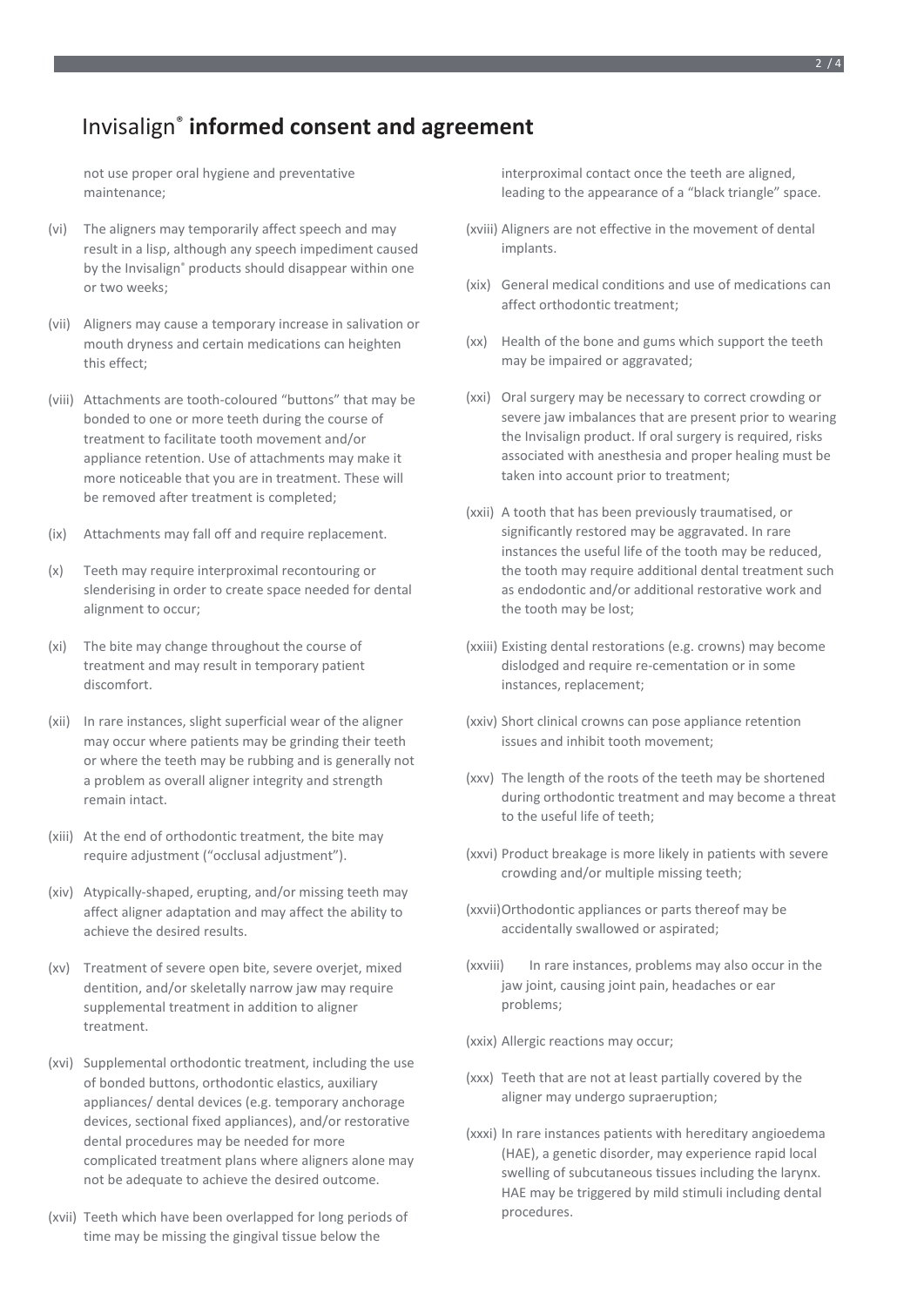# Invisalign® **informed consent and agreement**

not use proper oral hygiene and preventative maintenance;

(vi) The aligners may temporarily affect speech and may result in a lisp, although any speech impediment caused by the Invisalign® products should disappear within one or two weeks;

(vii) Aligners may cause a temporary increase in salivation or mouth dryness and certain medications can heighten this effect;

(viii) Attachments are tooth-coloured "buttons" that may be bonded to one or more teeth during the course of treatment to facilitate tooth movement and/or appliance retention. Use of attachments may make it more noticeable that you are in treatment. These will be removed after treatment is completed;

(ix) Attachments may fall off and require replacement.

(x) Teeth may require interproximal recontouring or slenderising in order to create space needed for dental alignment to occur;

(xi) The bite may change throughout the course of treatment and may result in temporary patient discomfort.

(xii) In rare instances, slight superficial wear of the aligner may occur where patients may be grinding their teeth or where the teeth may be rubbing and is generally not a problem as overall aligner integrity and strength remain intact.

(xiii) At the end of orthodontic treatment, the bite may require adjustment ("occlusal adjustment").

(xiv) Atypically-shaped, erupting, and/or missing teeth may affect aligner adaptation and may affect the ability to achieve the desired results.

(xv) Treatment of severe open bite, severe overjet, mixed dentition, and/or skeletally narrow jaw may require supplemental treatment in addition to aligner treatment.

(xvi) Supplemental orthodontic treatment, including the use of bonded buttons, orthodontic elastics, auxiliary appliances/ dental devices (e.g. temporary anchorage devices, sectional fixed appliances), and/or restorative dental procedures may be needed for more complicated treatment plans where aligners alone may not be adequate to achieve the desired outcome.

(xvii) Teeth which have been overlapped for long periods of time may be missing the gingival tissue below the interproximal contact once the teeth are aligned, leading to the appearance of a "black triangle" space.

(xviii) Aligners are not effective in the movement of dental implants.

(xix) General medical conditions and use of medications can affect orthodontic treatment;

(xx) Health of the bone and gums which support the teeth may be impaired or aggravated;

(xxi) Oral surgery may be necessary to correct crowding or severe jaw imbalances that are present prior to wearing the Invisalign product. If oral surgery is required, risks associated with anesthesia and proper healing must be taken into account prior to treatment;

(xxii) A tooth that has been previously traumatised, or significantly restored may be aggravated. In rare instances the useful life of the tooth may be reduced, the tooth may require additional dental treatment such as endodontic and/or additional restorative work and the tooth may be lost;

(xxiii) Existing dental restorations (e.g. crowns) may become dislodged and require re-cementation or in some instances, replacement;

(xxiv) Short clinical crowns can pose appliance retention issues and inhibit tooth movement;

(xxv) The length of the roots of the teeth may be shortened during orthodontic treatment and may become a threat to the useful life of teeth;

(xxvi) Product breakage is more likely in patients with severe crowding and/or multiple missing teeth;

(xxvii) Orthodontic appliances or parts thereof may be accidentally swallowed or aspirated;

(xxviii) In rare instances, problems may also occur in the jaw joint, causing joint pain, headaches or ear problems;

(xxix) Allergic reactions may occur;

(xxx) Teeth that are not at least partially covered by the aligner may undergo supraeruption;

(xxxi) In rare instances patients with hereditary angioedema (HAE), a genetic disorder, may experience rapid local swelling of subcutaneous tissues including the larynx. HAE may be triggered by mild stimuli including dental procedures.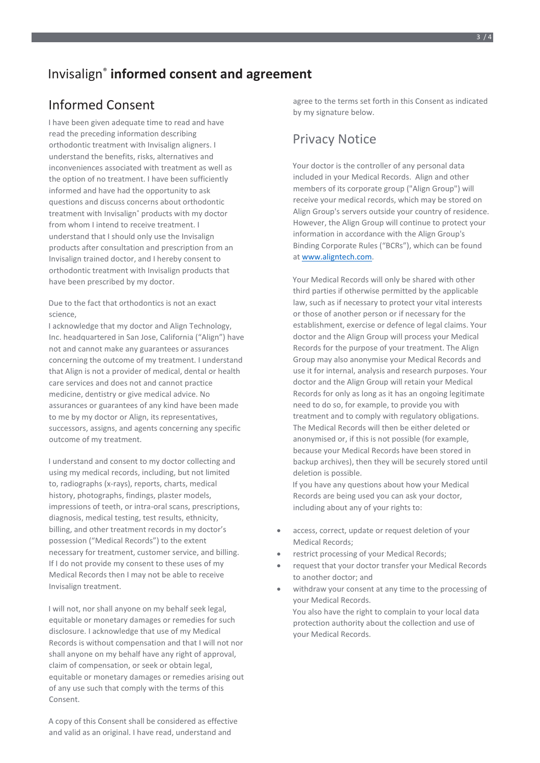# Invisalign® **informed consent and agreement**

## Informed Consent

I have been given adequate time to read and have read the preceding information describing orthodontic treatment with Invisalign aligners. I understand the benefits, risks, alternatives and inconveniences associated with treatment as well as the option of no treatment. I have been sufficiently informed and have had the opportunity to ask questions and discuss concerns about orthodontic treatment with Invisalign® products with my doctor from whom I intend to receive treatment. I understand that I should only use the Invisalign products after consultation and prescription from an Invisalign trained doctor, and I hereby consent to orthodontic treatment with Invisalign products that have been prescribed by my doctor.

Due to the fact that orthodontics is not an exact science,
I acknowledge that my doctor and Align Technology, Inc. headquartered in San Jose, California ("Align") have not and cannot make any guarantees or assurances concerning the outcome of my treatment. I understand that Align is not a provider of medical, dental or health care services and does not and cannot practice medicine, dentistry or give medical advice. No assurances or guarantees of any kind have been made to me by my doctor or Align, its representatives, successors, assigns, and agents concerning any specific outcome of my treatment.

I understand and consent to my doctor collecting and using my medical records, including, but not limited to, radiographs (x-rays), reports, charts, medical history, photographs, findings, plaster models, impressions of teeth, or intra-oral scans, prescriptions, diagnosis, medical testing, test results, ethnicity, billing, and other treatment records in my doctor's possession ("Medical Records") to the extent necessary for treatment, customer service, and billing. If I do not provide my consent to these uses of my Medical Records then I may not be able to receive Invisalign treatment.

I will not, nor shall anyone on my behalf seek legal, equitable or monetary damages or remedies for such disclosure. I acknowledge that use of my Medical Records is without compensation and that I will not nor shall anyone on my behalf have any right of approval, claim of compensation, or seek or obtain legal, equitable or monetary damages or remedies arising out of any use such that comply with the terms of this Consent.

A copy of this Consent shall be considered as effective and valid as an original. I have read, understand and agree to the terms set forth in this Consent as indicated by my signature below.

## Privacy Notice

Your doctor is the controller of any personal data included in your Medical Records. Align and other members of its corporate group ("Align Group") will receive your medical records, which may be stored on Align Group's servers outside your country of residence. However, the Align Group will continue to protect your information in accordance with the Align Group's Binding Corporate Rules ("BCRs"), which can be found at [www.aligntech.com](http://www.aligntech.com).

Your Medical Records will only be shared with other third parties if otherwise permitted by the applicable law, such as if necessary to protect your vital interests or those of another person or if necessary for the establishment, exercise or defence of legal claims. Your doctor and the Align Group will process your Medical Records for the purpose of your treatment. The Align Group may also anonymise your Medical Records and use it for internal, analysis and research purposes. Your doctor and the Align Group will retain your Medical Records for only as long as it has an ongoing legitimate need to do so, for example, to provide you with treatment and to comply with regulatory obligations. The Medical Records will then be either deleted or anonymised or, if this is not possible (for example, because your Medical Records have been stored in backup archives), then they will be securely stored until deletion is possible.
If you have any questions about how your Medical Records are being used you can ask your doctor, including about any of your rights to:

- access, correct, update or request deletion of your Medical Records;
- restrict processing of your Medical Records;
- request that your doctor transfer your Medical Records to another doctor; and
- withdraw your consent at any time to the processing of your Medical Records.

You also have the right to complain to your local data protection authority about the collection and use of your Medical Records.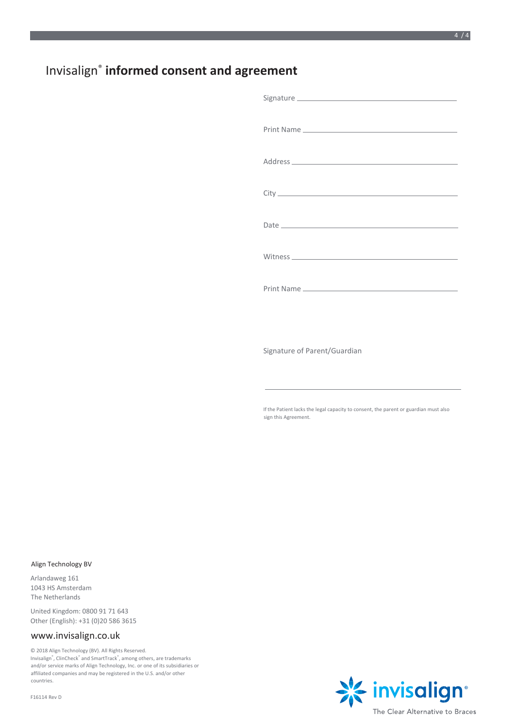# Invisalign® **informed consent and agreement**

Signature ______________________________________

Print Name ______________________________________

Address ______________________________________

City ______________________________________

Date ______________________________________

Witness ______________________________________

Print Name ______________________________________

Signature of Parent/Guardian

______________________________________

If the Patient lacks the legal capacity to consent, the parent or guardian must also sign this Agreement.

Align Technology BV

Arlandaweg 161
1043 HS Amsterdam
The Netherlands

United Kingdom: 0800 91 71 643
Other (English): +31 (0)20 586 3615

www.invisalign.co.uk

© 2018 Align Technology (BV). All Rights Reserved.
Invisalign®, ClinCheck® and SmartTrack®, among others, are trademarks and/or service marks of Align Technology, Inc. or one of its subsidiaries or affiliated companies and may be registered in the U.S. and/or other countries.

F16114 Rev D

invisalign®
The Clear Alternative to Braces